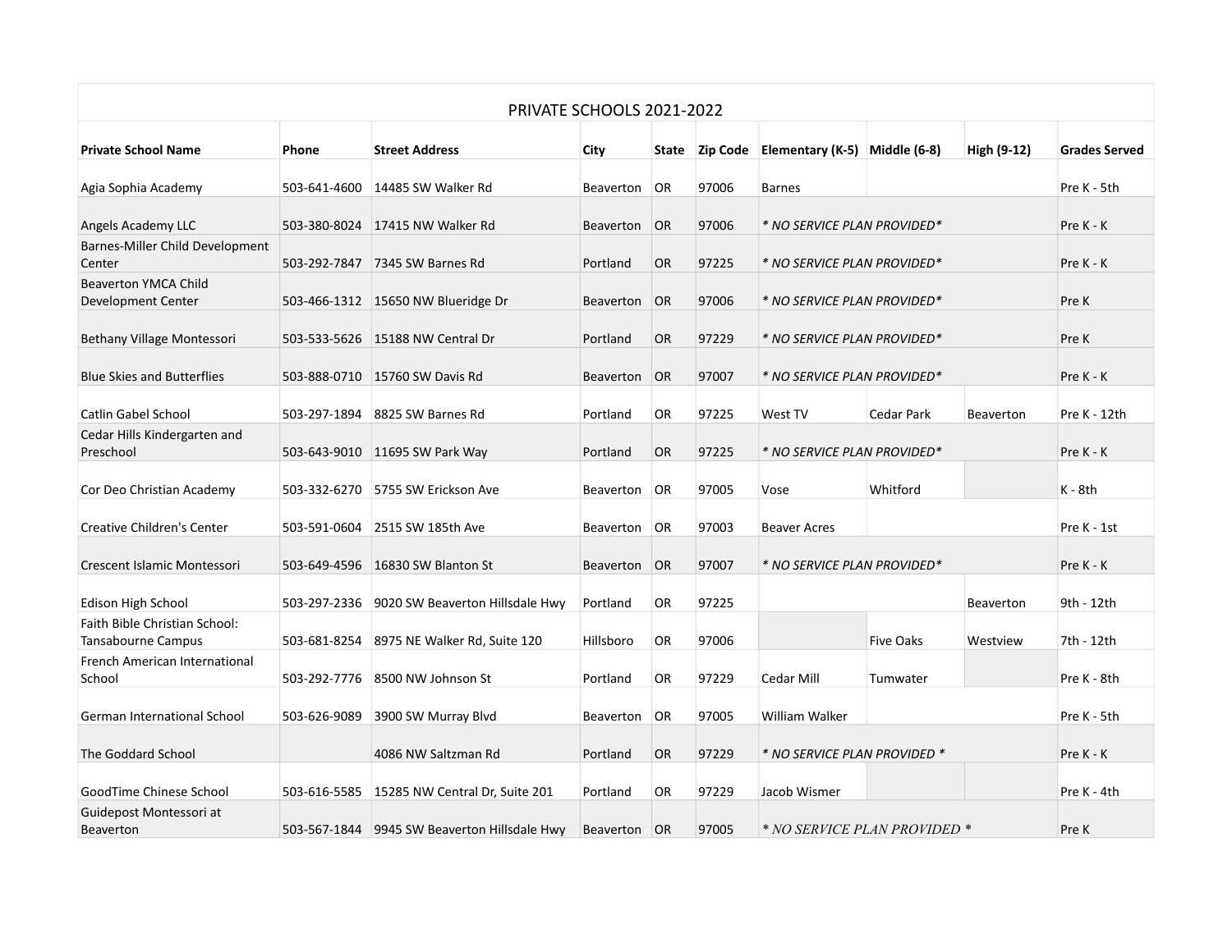# PRIVATE SCHOOLS 2021-2022

| Private School Name | Phone | Street Address | City | State | Zip Code | Elementary (K-5) | Middle (6-8) | High (9-12) | Grades Served |
|---|---|---|---|---|---|---|---|---|---|
| Agia Sophia Academy | 503-641-4600 | 14485 SW Walker Rd | Beaverton | OR | 97006 | Barnes | | | Pre K - 5th |
| Angels Academy LLC | 503-380-8024 | 17415 NW Walker Rd | Beaverton | OR | 97006 | *\* NO SERVICE PLAN PROVIDED\** | | | Pre K - K |
| Barnes-Miller Child Development Center | 503-292-7847 | 7345 SW Barnes Rd | Portland | OR | 97225 | *\* NO SERVICE PLAN PROVIDED\** | | | Pre K - K |
| Beaverton YMCA Child Development Center | 503-466-1312 | 15650 NW Blueridge Dr | Beaverton | OR | 97006 | *\* NO SERVICE PLAN PROVIDED\** | | | Pre K |
| Bethany Village Montessori | 503-533-5626 | 15188 NW Central Dr | Portland | OR | 97229 | *\* NO SERVICE PLAN PROVIDED\** | | | Pre K |
| Blue Skies and Butterflies | 503-888-0710 | 15760 SW Davis Rd | Beaverton | OR | 97007 | *\* NO SERVICE PLAN PROVIDED\** | | | Pre K - K |
| Catlin Gabel School | 503-297-1894 | 8825 SW Barnes Rd | Portland | OR | 97225 | West TV | Cedar Park | Beaverton | Pre K - 12th |
| Cedar Hills Kindergarten and Preschool | 503-643-9010 | 11695 SW Park Way | Portland | OR | 97225 | *\* NO SERVICE PLAN PROVIDED\** | | | Pre K - K |
| Cor Deo Christian Academy | 503-332-6270 | 5755 SW Erickson Ave | Beaverton | OR | 97005 | Vose | Whitford | | K - 8th |
| Creative Children's Center | 503-591-0604 | 2515 SW 185th Ave | Beaverton | OR | 97003 | Beaver Acres | | | Pre K - 1st |
| Crescent Islamic Montessori | 503-649-4596 | 16830 SW Blanton St | Beaverton | OR | 97007 | *\* NO SERVICE PLAN PROVIDED\** | | | Pre K - K |
| Edison High School | 503-297-2336 | 9020 SW Beaverton Hillsdale Hwy | Portland | OR | 97225 | | | Beaverton | 9th - 12th |
| Faith Bible Christian School: Tansabourne Campus | 503-681-8254 | 8975 NE Walker Rd, Suite 120 | Hillsboro | OR | 97006 | | Five Oaks | Westview | 7th - 12th |
| French American International School | 503-292-7776 | 8500 NW Johnson St | Portland | OR | 97229 | Cedar Mill | Tumwater | | Pre K - 8th |
| German International School | 503-626-9089 | 3900 SW Murray Blvd | Beaverton | OR | 97005 | William Walker | | | Pre K - 5th |
| The Goddard School | | 4086 NW Saltzman Rd | Portland | OR | 97229 | *\* NO SERVICE PLAN PROVIDED \** | | | Pre K - K |
| GoodTime Chinese School | 503-616-5585 | 15285 NW Central Dr, Suite 201 | Portland | OR | 97229 | Jacob Wismer | | | Pre K - 4th |
| Guidepost Montessori at Beaverton | 503-567-1844 | 9945 SW Beaverton Hillsdale Hwy | Beaverton | OR | 97005 | *\* NO SERVICE PLAN PROVIDED \** | | | Pre K |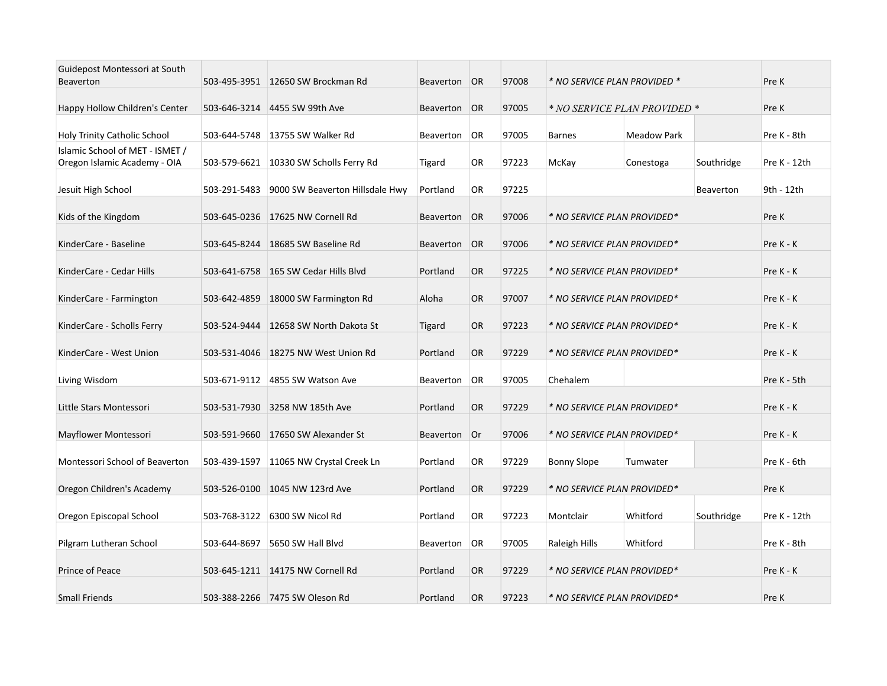| | | | | | | | | | |
|---|---|---|---|---|---|---|---|---|---|
| Guidepost Montessori at South Beaverton | 503-495-3951 | 12650 SW Brockman Rd | Beaverton | OR | 97008 | *\* NO SERVICE PLAN PROVIDED \** | | | Pre K |
| Happy Hollow Children's Center | 503-646-3214 | 4455 SW 99th Ave | Beaverton | OR | 97005 | *\* NO SERVICE PLAN PROVIDED \** | | | Pre K |
| Holy Trinity Catholic School | 503-644-5748 | 13755 SW Walker Rd | Beaverton | OR | 97005 | Barnes | Meadow Park | | Pre K - 8th |
| Islamic School of MET - ISMET / Oregon Islamic Academy - OIA | 503-579-6621 | 10330 SW Scholls Ferry Rd | Tigard | OR | 97223 | McKay | Conestoga | Southridge | Pre K - 12th |
| Jesuit High School | 503-291-5483 | 9000 SW Beaverton Hillsdale Hwy | Portland | OR | 97225 | | | Beaverton | 9th - 12th |
| Kids of the Kingdom | 503-645-0236 | 17625 NW Cornell Rd | Beaverton | OR | 97006 | *\* NO SERVICE PLAN PROVIDED\** | | | Pre K |
| KinderCare - Baseline | 503-645-8244 | 18685 SW Baseline Rd | Beaverton | OR | 97006 | *\* NO SERVICE PLAN PROVIDED\** | | | Pre K - K |
| KinderCare - Cedar Hills | 503-641-6758 | 165 SW Cedar Hills Blvd | Portland | OR | 97225 | *\* NO SERVICE PLAN PROVIDED\** | | | Pre K - K |
| KinderCare - Farmington | 503-642-4859 | 18000 SW Farmington Rd | Aloha | OR | 97007 | *\* NO SERVICE PLAN PROVIDED\** | | | Pre K - K |
| KinderCare - Scholls Ferry | 503-524-9444 | 12658 SW North Dakota St | Tigard | OR | 97223 | *\* NO SERVICE PLAN PROVIDED\** | | | Pre K - K |
| KinderCare - West Union | 503-531-4046 | 18275 NW West Union Rd | Portland | OR | 97229 | *\* NO SERVICE PLAN PROVIDED\** | | | Pre K - K |
| Living Wisdom | 503-671-9112 | 4855 SW Watson Ave | Beaverton | OR | 97005 | Chehalem | | | Pre K - 5th |
| Little Stars Montessori | 503-531-7930 | 3258 NW 185th Ave | Portland | OR | 97229 | *\* NO SERVICE PLAN PROVIDED\** | | | Pre K - K |
| Mayflower Montessori | 503-591-9660 | 17650 SW Alexander St | Beaverton | Or | 97006 | *\* NO SERVICE PLAN PROVIDED\** | | | Pre K - K |
| Montessori School of Beaverton | 503-439-1597 | 11065 NW Crystal Creek Ln | Portland | OR | 97229 | Bonny Slope | Tumwater | | Pre K - 6th |
| Oregon Children's Academy | 503-526-0100 | 1045 NW 123rd Ave | Portland | OR | 97229 | *\* NO SERVICE PLAN PROVIDED\** | | | Pre K |
| Oregon Episcopal School | 503-768-3122 | 6300 SW Nicol Rd | Portland | OR | 97223 | Montclair | Whitford | Southridge | Pre K - 12th |
| Pilgram Lutheran School | 503-644-8697 | 5650 SW Hall Blvd | Beaverton | OR | 97005 | Raleigh Hills | Whitford | | Pre K - 8th |
| Prince of Peace | 503-645-1211 | 14175 NW Cornell Rd | Portland | OR | 97229 | *\* NO SERVICE PLAN PROVIDED\** | | | Pre K - K |
| Small Friends | 503-388-2266 | 7475 SW Oleson Rd | Portland | OR | 97223 | *\* NO SERVICE PLAN PROVIDED\** | | | Pre K |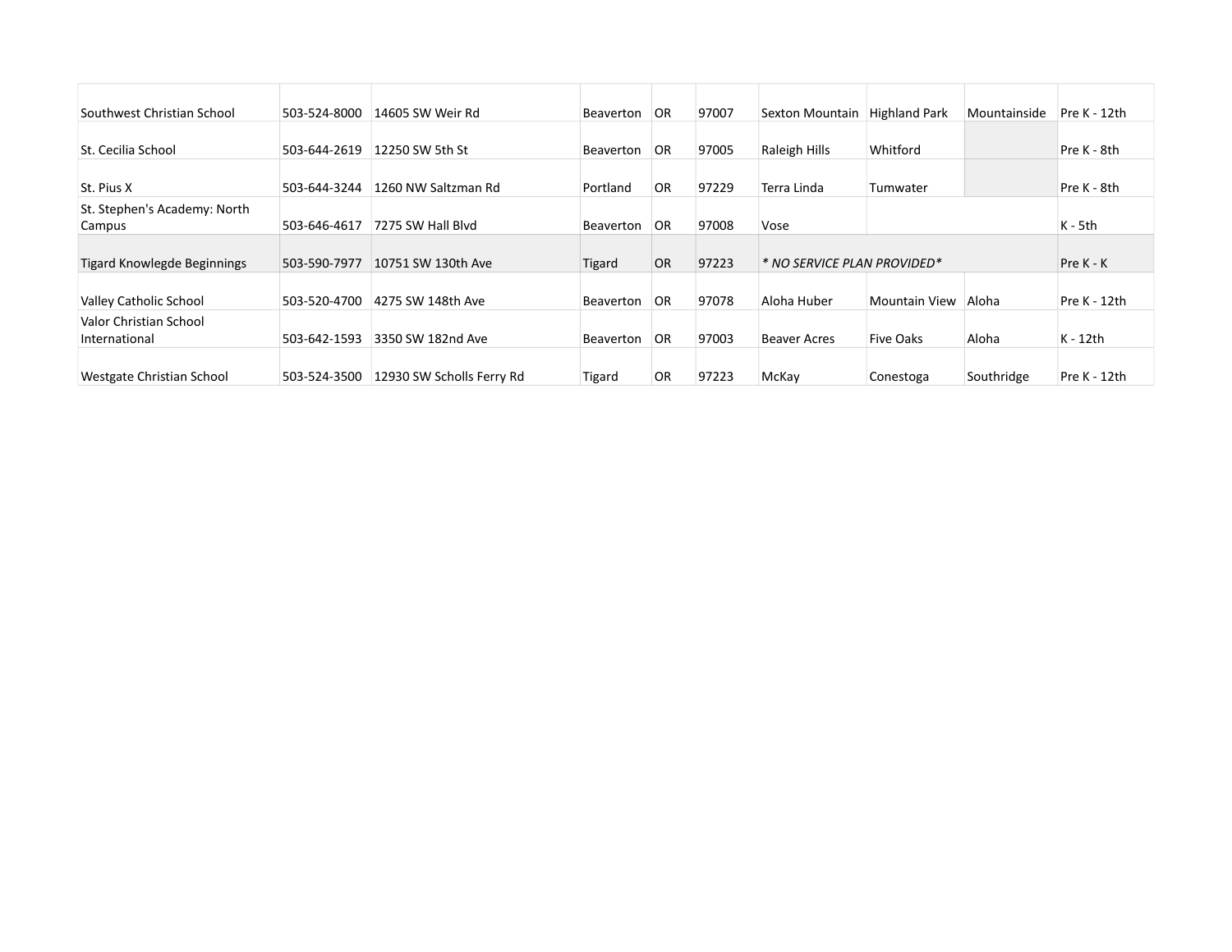| | | | | | | | | | |
|---|---|---|---|---|---|---|---|---|---|
| Southwest Christian School | 503-524-8000 | 14605 SW Weir Rd | Beaverton | OR | 97007 | Sexton Mountain | Highland Park | Mountainside | Pre K - 12th |
| St. Cecilia School | 503-644-2619 | 12250 SW 5th St | Beaverton | OR | 97005 | Raleigh Hills | Whitford | | Pre K - 8th |
| St. Pius X | 503-644-3244 | 1260 NW Saltzman Rd | Portland | OR | 97229 | Terra Linda | Tumwater | | Pre K - 8th |
| St. Stephen's Academy: North Campus | 503-646-4617 | 7275 SW Hall Blvd | Beaverton | OR | 97008 | Vose | | | K - 5th |
| Tigard Knowlegde Beginnings | 503-590-7977 | 10751 SW 130th Ave | Tigard | OR | 97223 | *\* NO SERVICE PLAN PROVIDED\** | | | Pre K - K |
| Valley Catholic School | 503-520-4700 | 4275 SW 148th Ave | Beaverton | OR | 97078 | Aloha Huber | Mountain View | Aloha | Pre K - 12th |
| Valor Christian School International | 503-642-1593 | 3350 SW 182nd Ave | Beaverton | OR | 97003 | Beaver Acres | Five Oaks | Aloha | K - 12th |
| Westgate Christian School | 503-524-3500 | 12930 SW Scholls Ferry Rd | Tigard | OR | 97223 | McKay | Conestoga | Southridge | Pre K - 12th |